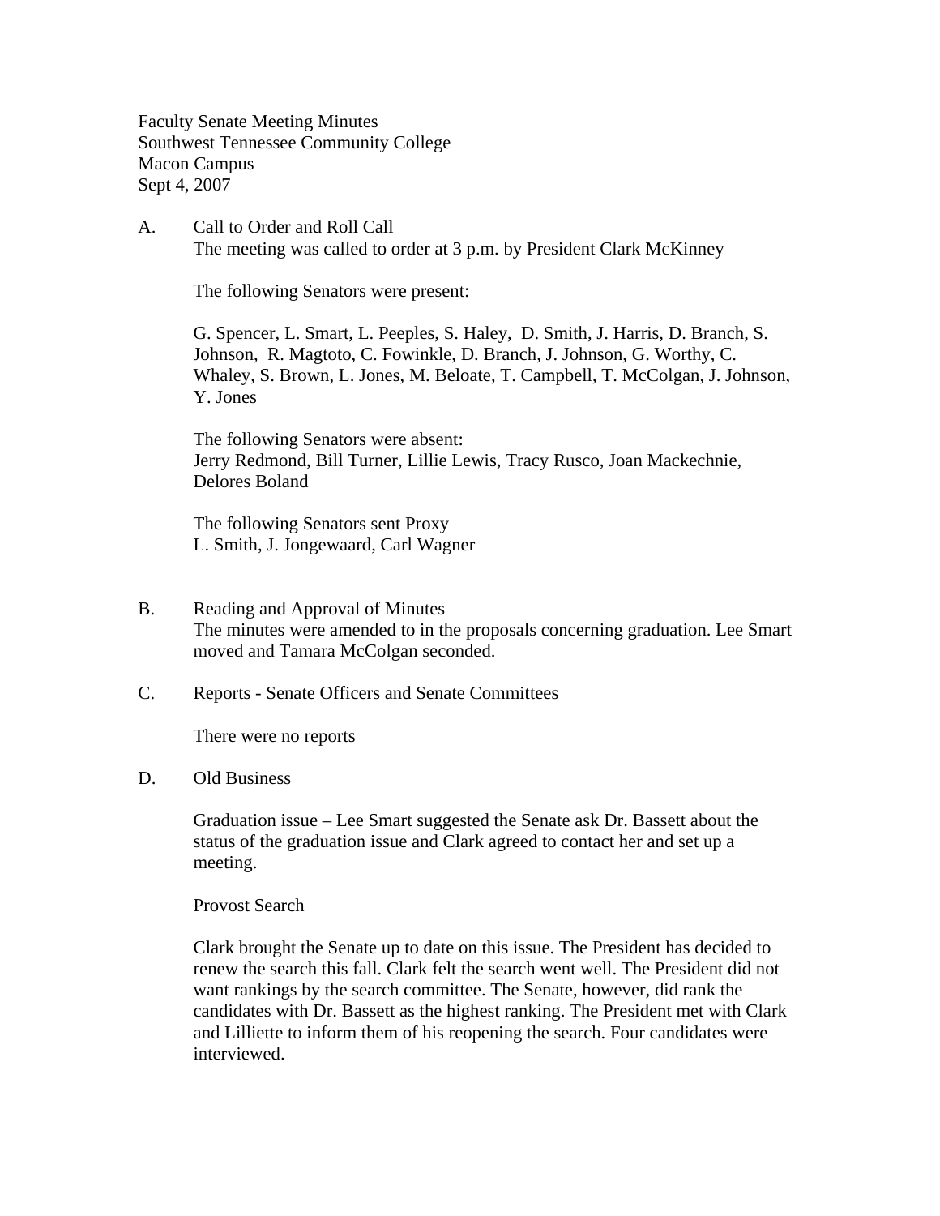Faculty Senate Meeting Minutes
Southwest Tennessee Community College
Macon Campus
Sept 4, 2007

A. Call to Order and Roll Call

The meeting was called to order at 3 p.m. by President Clark McKinney

The following Senators were present:

G. Spencer, L. Smart, L. Peeples, S. Haley, D. Smith, J. Harris, D. Branch, S. Johnson, R. Magtoto, C. Fowinkle, D. Branch, J. Johnson, G. Worthy, C. Whaley, S. Brown, L. Jones, M. Beloate, T. Campbell, T. McColgan, J. Johnson, Y. Jones

The following Senators were absent:
Jerry Redmond, Bill Turner, Lillie Lewis, Tracy Rusco, Joan Mackechnie, Delores Boland

The following Senators sent Proxy
L. Smith, J. Jongewaard, Carl Wagner

B. Reading and Approval of Minutes

The minutes were amended to in the proposals concerning graduation. Lee Smart moved and Tamara McColgan seconded.

C. Reports - Senate Officers and Senate Committees

There were no reports

D. Old Business

Graduation issue – Lee Smart suggested the Senate ask Dr. Bassett about the status of the graduation issue and Clark agreed to contact her and set up a meeting.

Provost Search

Clark brought the Senate up to date on this issue. The President has decided to renew the search this fall. Clark felt the search went well. The President did not want rankings by the search committee. The Senate, however, did rank the candidates with Dr. Bassett as the highest ranking. The President met with Clark and Lilliette to inform them of his reopening the search. Four candidates were interviewed.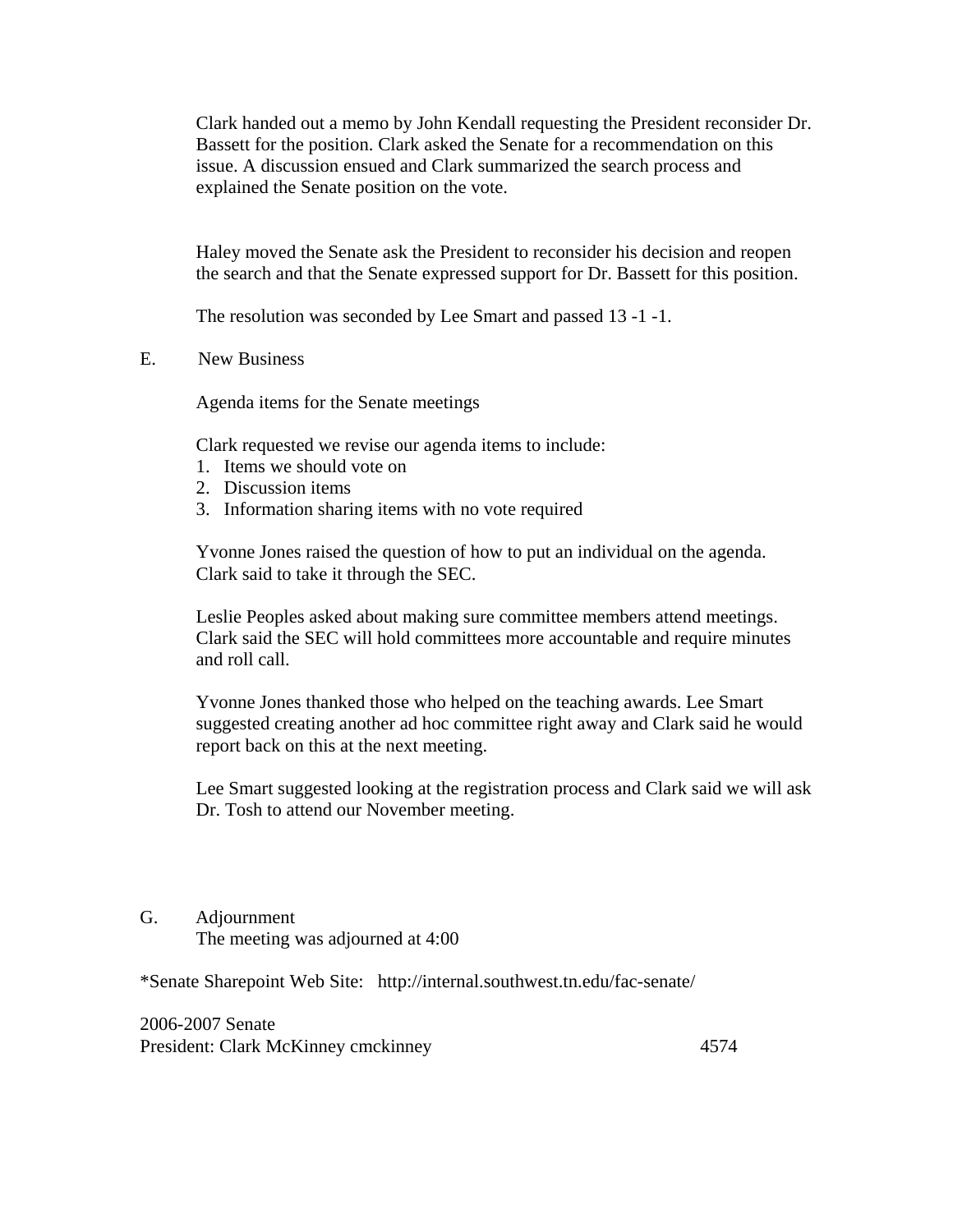Clark handed out a memo by John Kendall requesting the President reconsider Dr. Bassett for the position. Clark asked the Senate for a recommendation on this issue. A discussion ensued and Clark summarized the search process and explained the Senate position on the vote.

Haley moved the Senate ask the President to reconsider his decision and reopen the search and that the Senate expressed support for Dr. Bassett for this position.

The resolution was seconded by Lee Smart and passed 13 -1 -1.

E. New Business

Agenda items for the Senate meetings

Clark requested we revise our agenda items to include:

1. Items we should vote on
2. Discussion items
3. Information sharing items with no vote required

Yvonne Jones raised the question of how to put an individual on the agenda. Clark said to take it through the SEC.

Leslie Peoples asked about making sure committee members attend meetings. Clark said the SEC will hold committees more accountable and require minutes and roll call.

Yvonne Jones thanked those who helped on the teaching awards. Lee Smart suggested creating another ad hoc committee right away and Clark said he would report back on this at the next meeting.

Lee Smart suggested looking at the registration process and Clark said we will ask Dr. Tosh to attend our November meeting.

G. Adjournment
The meeting was adjourned at 4:00

*Senate Sharepoint Web Site: http://internal.southwest.tn.edu/fac-senate/

2006-2007 Senate
President: Clark McKinney cmckinney 4574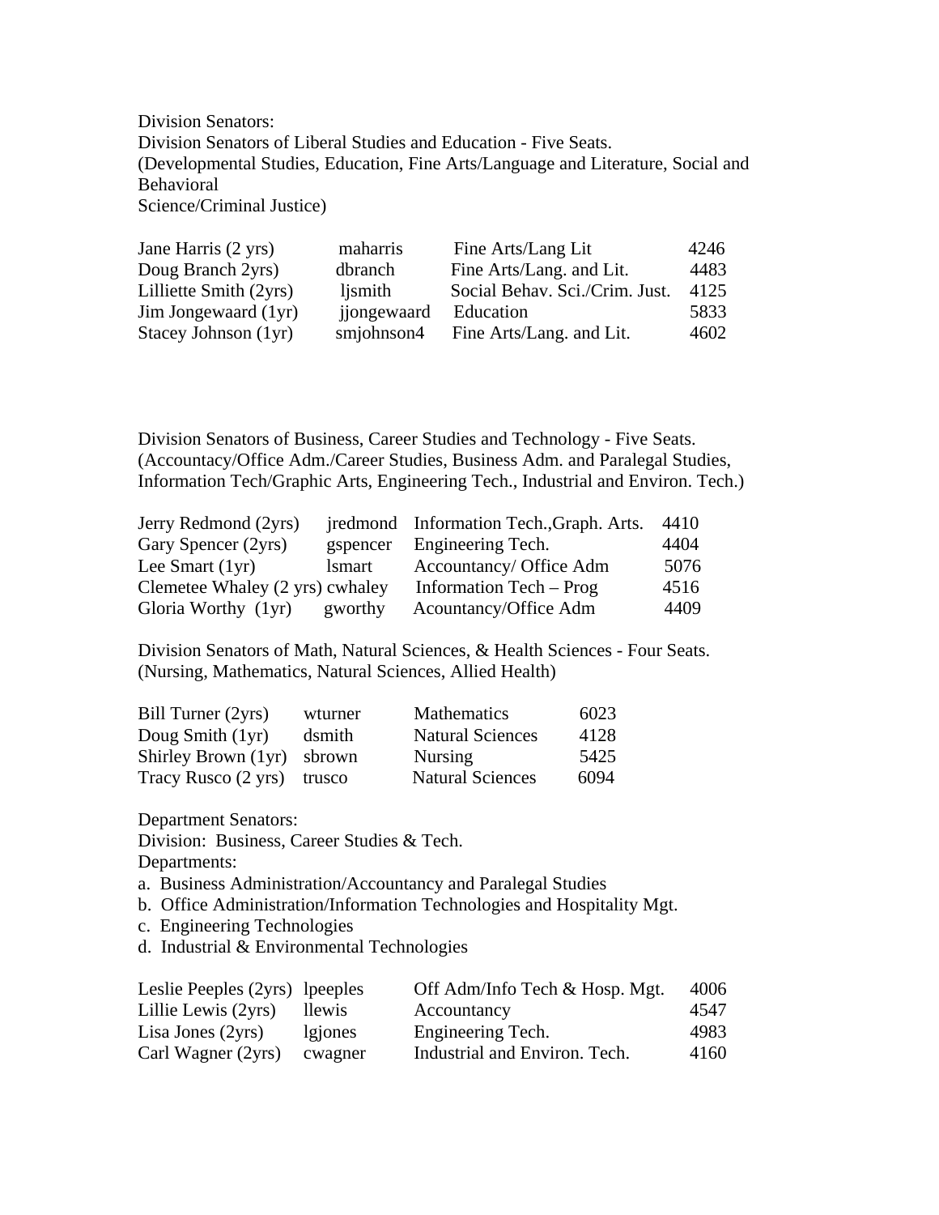Division Senators:

Division Senators of Liberal Studies and Education - Five Seats.
(Developmental Studies, Education, Fine Arts/Language and Literature, Social and Behavioral
Science/Criminal Justice)

| | | | |
|---|---|---|---|
| Jane Harris (2 yrs) | maharris | Fine Arts/Lang Lit | 4246 |
| Doug Branch 2yrs) | dbranch | Fine Arts/Lang. and Lit. | 4483 |
| Lilliette Smith (2yrs) | ljsmith | Social Behav. Sci./Crim. Just. | 4125 |
| Jim Jongewaard (1yr) | jjongewaard | Education | 5833 |
| Stacey Johnson (1yr) | smjohnson4 | Fine Arts/Lang. and Lit. | 4602 |

Division Senators of Business, Career Studies and Technology - Five Seats.
(Accountacy/Office Adm./Career Studies, Business Adm. and Paralegal Studies, Information Tech/Graphic Arts, Engineering Tech., Industrial and Environ. Tech.)

| | | | |
|---|---|---|---|
| Jerry Redmond (2yrs) | jredmond | Information Tech.,Graph. Arts. | 4410 |
| Gary Spencer (2yrs) | gspencer | Engineering Tech. | 4404 |
| Lee Smart (1yr) | lsmart | Accountancy/ Office Adm | 5076 |
| Clemetee Whaley (2 yrs) | cwhaley | Information Tech – Prog | 4516 |
| Gloria Worthy (1yr) | gworthy | Acountancy/Office Adm | 4409 |

Division Senators of Math, Natural Sciences, & Health Sciences - Four Seats.
(Nursing, Mathematics, Natural Sciences, Allied Health)

| | | | |
|---|---|---|---|
| Bill Turner (2yrs) | wturner | Mathematics | 6023 |
| Doug Smith (1yr) | dsmith | Natural Sciences | 4128 |
| Shirley Brown (1yr) | sbrown | Nursing | 5425 |
| Tracy Rusco (2 yrs) | trusco | Natural Sciences | 6094 |

Department Senators:

Division: Business, Career Studies & Tech.

Departments:

a. Business Administration/Accountancy and Paralegal Studies
b. Office Administration/Information Technologies and Hospitality Mgt.
c. Engineering Technologies
d. Industrial & Environmental Technologies

| | | | |
|---|---|---|---|
| Leslie Peeples (2yrs) | lpeeples | Off Adm/Info Tech & Hosp. Mgt. | 4006 |
| Lillie Lewis (2yrs) | llewis | Accountancy | 4547 |
| Lisa Jones (2yrs) | lgjones | Engineering Tech. | 4983 |
| Carl Wagner (2yrs) | cwagner | Industrial and Environ. Tech. | 4160 |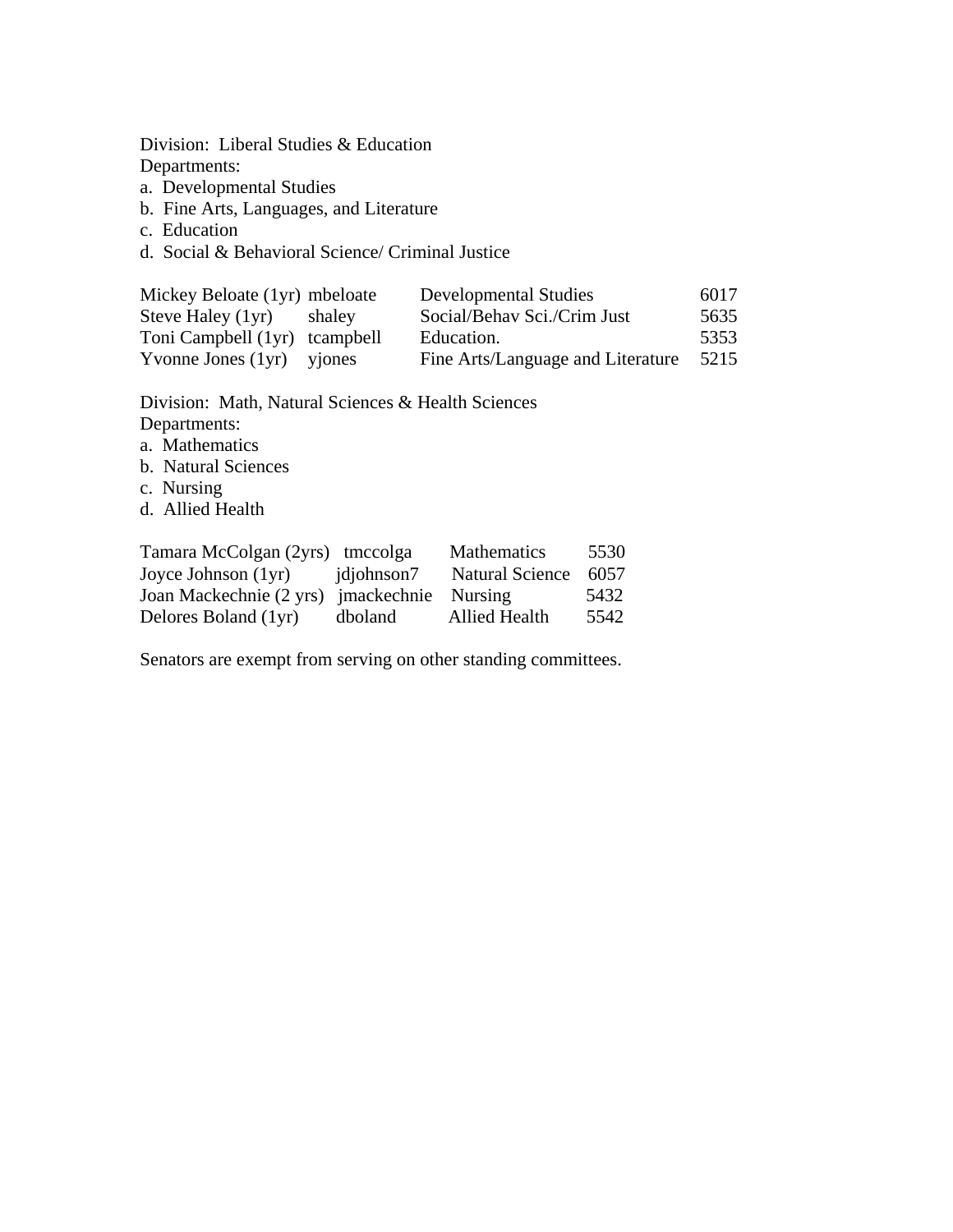Division: Liberal Studies & Education
Departments:

a. Developmental Studies
b. Fine Arts, Languages, and Literature
c. Education
d. Social & Behavioral Science/ Criminal Justice

| | | | |
|---|---|---|---|
| Mickey Beloate (1yr) | mbeloate | Developmental Studies | 6017 |
| Steve Haley (1yr) | shaley | Social/Behav Sci./Crim Just | 5635 |
| Toni Campbell (1yr) | tcampbell | Education. | 5353 |
| Yvonne Jones (1yr) | yjones | Fine Arts/Language and Literature | 5215 |

Division: Math, Natural Sciences & Health Sciences
Departments:

a. Mathematics
b. Natural Sciences
c. Nursing
d. Allied Health

| | | | |
|---|---|---|---|
| Tamara McColgan (2yrs) | tmccolga | Mathematics | 5530 |
| Joyce Johnson (1yr) | jdjohnson7 | Natural Science | 6057 |
| Joan Mackechnie (2 yrs) | jmackechnie | Nursing | 5432 |
| Delores Boland (1yr) | dboland | Allied Health | 5542 |

Senators are exempt from serving on other standing committees.